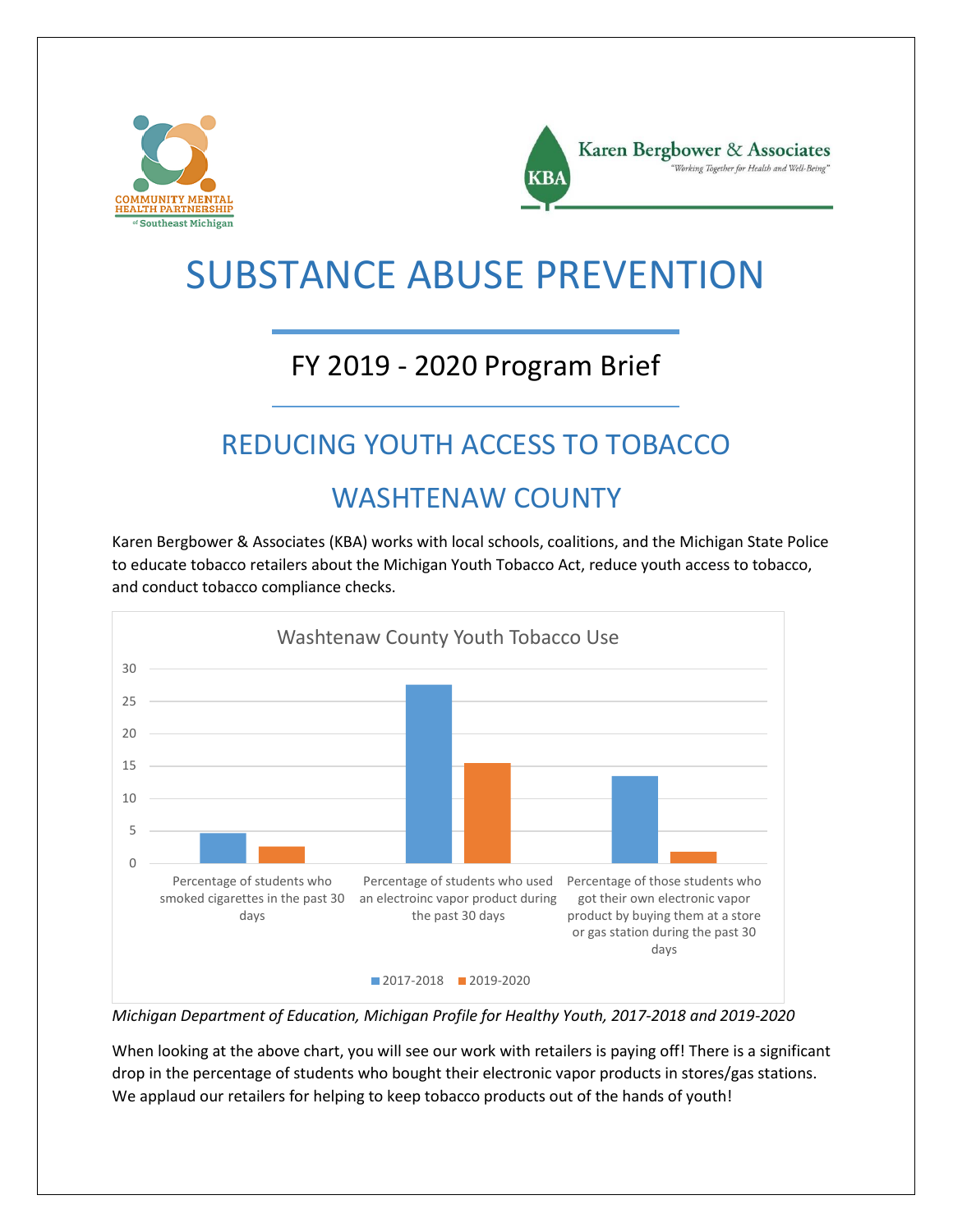Community Mental Health Partnership of Southeast Michigan

Karen Bergbower & Associates
"Working Together for Health and Well-Being"

# SUBSTANCE ABUSE PREVENTION

## FY 2019 - 2020 Program Brief

## REDUCING YOUTH ACCESS TO TOBACCO

## WASHTENAW COUNTY

Karen Bergbower & Associates (KBA) works with local schools, coalitions, and the Michigan State Police to educate tobacco retailers about the Michigan Youth Tobacco Act, reduce youth access to tobacco, and conduct tobacco compliance checks.

**Washtenaw County Youth Tobacco Use**

| | 2017-2018 | 2019-2020 |
|---|---|---|
| Percentage of students who smoked cigarettes in the past 30 days | ~4.6 | ~2.6 |
| Percentage of students who used an electroinc vapor product during the past 30 days | ~27.5 | ~15.4 |
| Percentage of those students who got their own electronic vapor product by buying them at a store or gas station during the past 30 days | ~13.4 | ~1.7 |

*Michigan Department of Education, Michigan Profile for Healthy Youth, 2017-2018 and 2019-2020*

When looking at the above chart, you will see our work with retailers is paying off! There is a significant drop in the percentage of students who bought their electronic vapor products in stores/gas stations. We applaud our retailers for helping to keep tobacco products out of the hands of youth!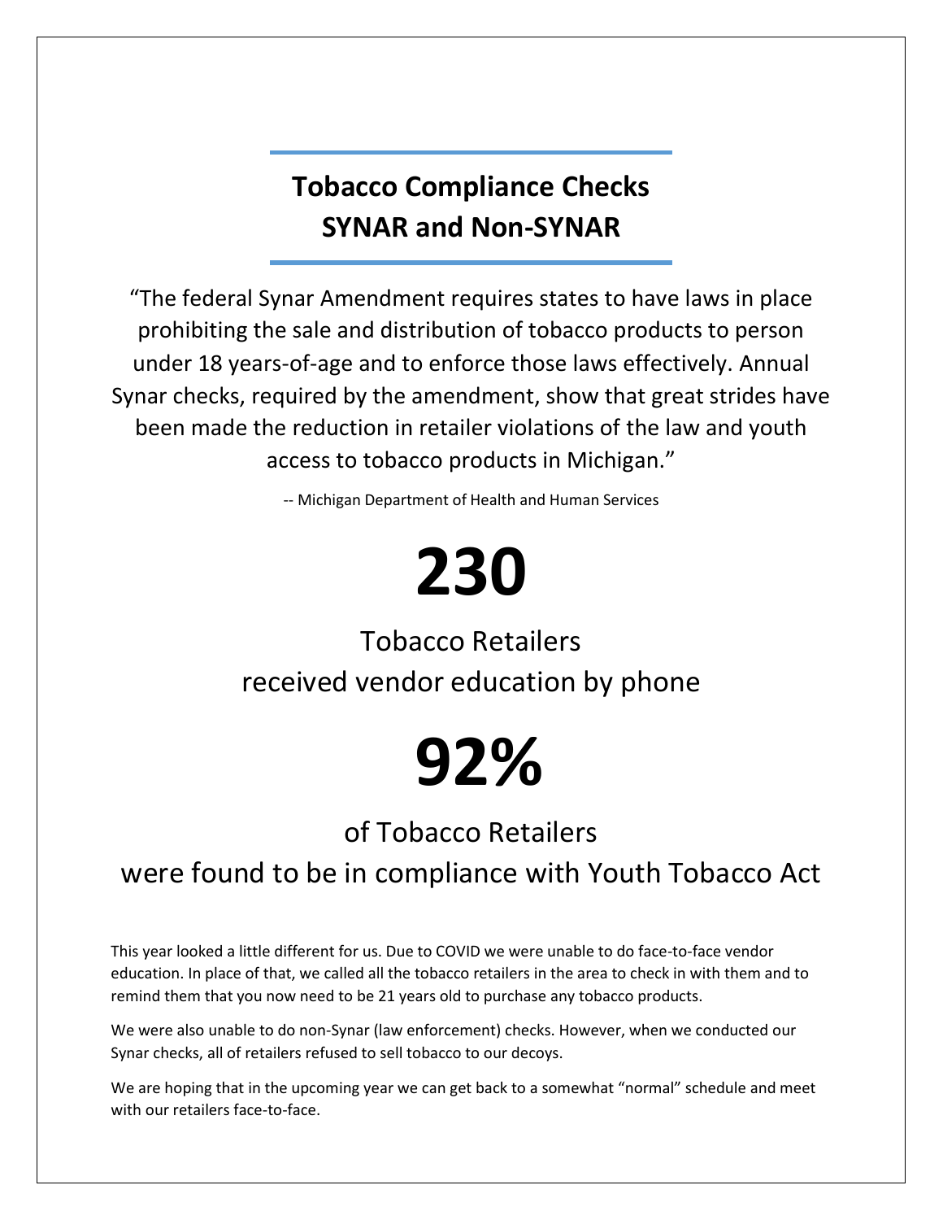# Tobacco Compliance Checks SYNAR and Non-SYNAR

"The federal Synar Amendment requires states to have laws in place prohibiting the sale and distribution of tobacco products to person under 18 years-of-age and to enforce those laws effectively. Annual Synar checks, required by the amendment, show that great strides have been made the reduction in retailer violations of the law and youth access to tobacco products in Michigan."

-- Michigan Department of Health and Human Services

**230**

Tobacco Retailers
received vendor education by phone

**92%**

of Tobacco Retailers
were found to be in compliance with Youth Tobacco Act

This year looked a little different for us. Due to COVID we were unable to do face-to-face vendor education. In place of that, we called all the tobacco retailers in the area to check in with them and to remind them that you now need to be 21 years old to purchase any tobacco products.

We were also unable to do non-Synar (law enforcement) checks. However, when we conducted our Synar checks, all of retailers refused to sell tobacco to our decoys.

We are hoping that in the upcoming year we can get back to a somewhat "normal" schedule and meet with our retailers face-to-face.